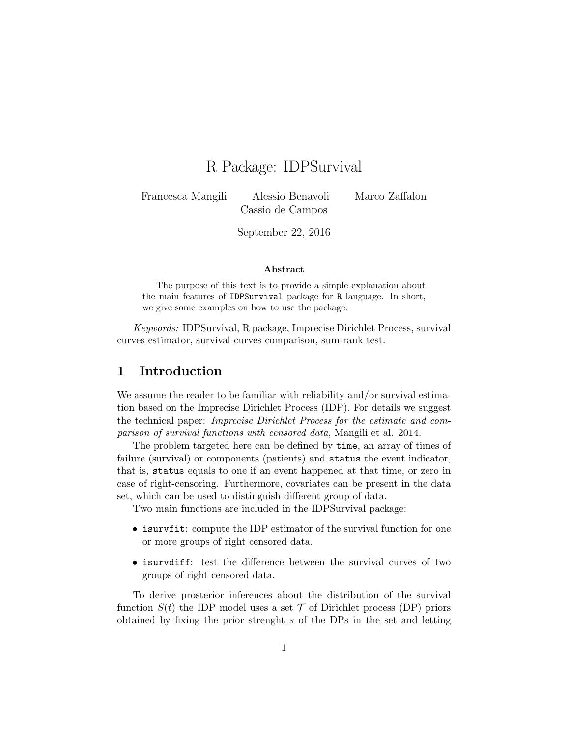# R Package: IDPSurvival

Francesca Mangili    Alessio Benavoli    Marco Zaffalon
Cassio de Campos

September 22, 2016

**Abstract**

The purpose of this text is to provide a simple explanation about the main features of `IDPSurvival` package for `R` language. In short, we give some examples on how to use the package.

*Keywords:* IDPSurvival, R package, Imprecise Dirichlet Process, survival curves estimator, survival curves comparison, sum-rank test.

## 1 Introduction

We assume the reader to be familiar with reliability and/or survival estimation based on the Imprecise Dirichlet Process (IDP). For details we suggest the technical paper: *Imprecise Dirichlet Process for the estimate and comparison of survival functions with censored data*, Mangili et al. 2014.

The problem targeted here can be defined by `time`, an array of times of failure (survival) or components (patients) and `status` the event indicator, that is, `status` equals to one if an event happened at that time, or zero in case of right-censoring. Furthermore, covariates can be present in the data set, which can be used to distinguish different group of data.

Two main functions are included in the IDPSurvival package:

- `isurvfit`: compute the IDP estimator of the survival function for one or more groups of right censored data.
- `isurvdiff`: test the difference between the survival curves of two groups of right censored data.

To derive prosterior inferences about the distribution of the survival function $S(t)$ the IDP model uses a set $\mathcal{T}$ of Dirichlet process (DP) priors obtained by fixing the prior strenght $s$ of the DPs in the set and letting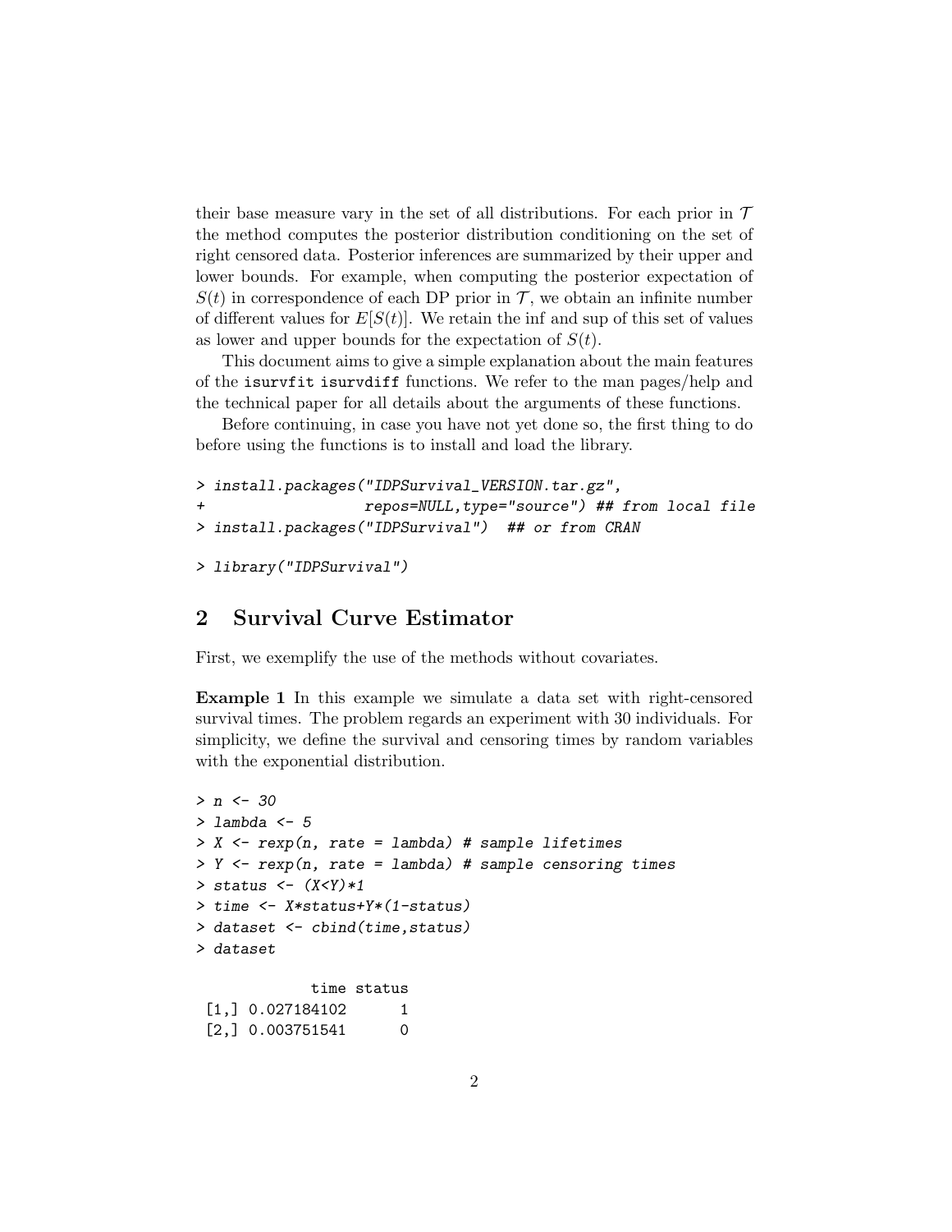their base measure vary in the set of all distributions. For each prior in $\mathcal{T}$ the method computes the posterior distribution conditioning on the set of right censored data. Posterior inferences are summarized by their upper and lower bounds. For example, when computing the posterior expectation of $S(t)$ in correspondence of each DP prior in $\mathcal{T}$, we obtain an infinite number of different values for $E[S(t)]$. We retain the inf and sup of this set of values as lower and upper bounds for the expectation of $S(t)$.

This document aims to give a simple explanation about the main features of the `isurvfit` `isurvdiff` functions. We refer to the man pages/help and the technical paper for all details about the arguments of these functions.

Before continuing, in case you have not yet done so, the first thing to do before using the functions is to install and load the library.

```
> install.packages("IDPSurvival_VERSION.tar.gz",
+                  repos=NULL,type="source") ## from local file
> install.packages("IDPSurvival")  ## or from CRAN
```

```
> library("IDPSurvival")
```

## 2 Survival Curve Estimator

First, we exemplify the use of the methods without covariates.

**Example 1** In this example we simulate a data set with right-censored survival times. The problem regards an experiment with 30 individuals. For simplicity, we define the survival and censoring times by random variables with the exponential distribution.

```
> n <- 30
> lambda <- 5
> X <- rexp(n, rate = lambda) # sample lifetimes
> Y <- rexp(n, rate = lambda) # sample censoring times
> status <- (X<Y)*1
> time <- X*status+Y*(1-status)
> dataset <- cbind(time,status)
> dataset
```

```
             time status
 [1,] 0.027184102      1
 [2,] 0.003751541      0
```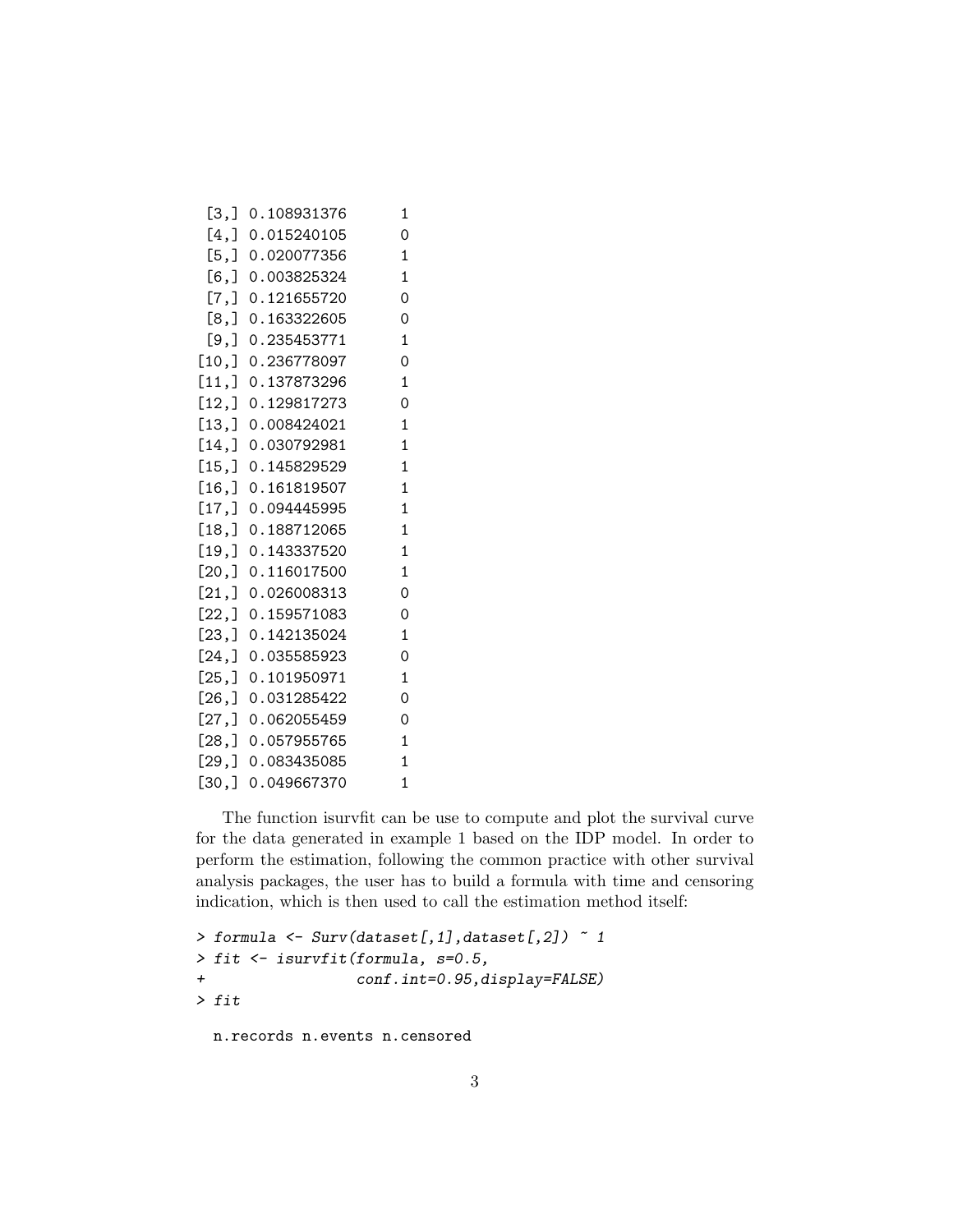```
 [3,] 0.108931376       1
 [4,] 0.015240105       0
 [5,] 0.020077356       1
 [6,] 0.003825324       1
 [7,] 0.121655720       0
 [8,] 0.163322605       0
 [9,] 0.235453771       1
[10,] 0.236778097       0
[11,] 0.137873296       1
[12,] 0.129817273       0
[13,] 0.008424021       1
[14,] 0.030792981       1
[15,] 0.145829529       1
[16,] 0.161819507       1
[17,] 0.094445995       1
[18,] 0.188712065       1
[19,] 0.143337520       1
[20,] 0.116017500       1
[21,] 0.026008313       0
[22,] 0.159571083       0
[23,] 0.142135024       1
[24,] 0.035585923       0
[25,] 0.101950971       1
[26,] 0.031285422       0
[27,] 0.062055459       0
[28,] 0.057955765       1
[29,] 0.083435085       1
[30,] 0.049667370       1
```

The function isurvfit can be use to compute and plot the survival curve for the data generated in example 1 based on the IDP model. In order to perform the estimation, following the common practice with other survival analysis packages, the user has to build a formula with time and censoring indication, which is then used to call the estimation method itself:

```
> formula <- Surv(dataset[,1],dataset[,2]) ~ 1
> fit <- isurvfit(formula, s=0.5,
+                 conf.int=0.95,display=FALSE)
> fit
```

```
  n.records n.events n.censored
```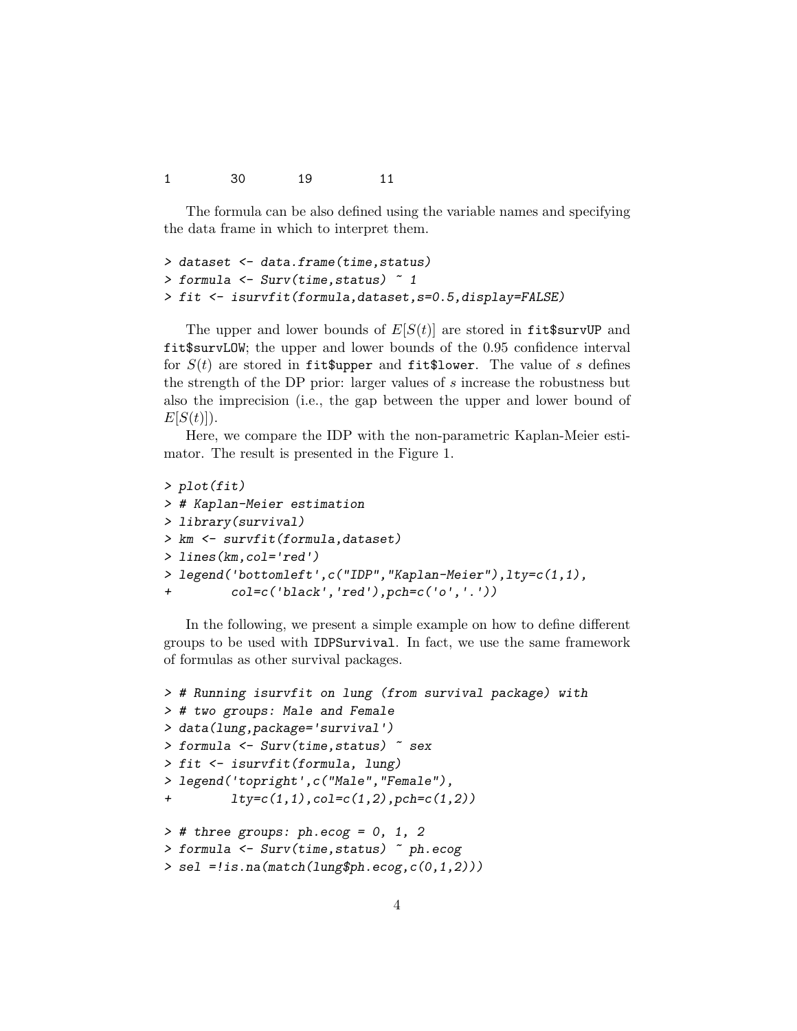```
1          30          19            11
```

The formula can be also defined using the variable names and specifying the data frame in which to interpret them.

```
> dataset <- data.frame(time,status)
> formula <- Surv(time,status) ~ 1
> fit <- isurvfit(formula,dataset,s=0.5,display=FALSE)
```

The upper and lower bounds of $E[S(t)]$ are stored in `fit$survUP` and `fit$survLOW`; the upper and lower bounds of the 0.95 confidence interval for $S(t)$ are stored in `fit$upper` and `fit$lower`. The value of $s$ defines the strength of the DP prior: larger values of $s$ increase the robustness but also the imprecision (i.e., the gap between the upper and lower bound of $E[S(t)]$).

Here, we compare the IDP with the non-parametric Kaplan-Meier estimator. The result is presented in the Figure 1.

```
> plot(fit)
> # Kaplan-Meier estimation
> library(survival)
> km <- survfit(formula,dataset)
> lines(km,col='red')
> legend('bottomleft',c("IDP","Kaplan-Meier"),lty=c(1,1),
+        col=c('black','red'),pch=c('o','.'))
```

In the following, we present a simple example on how to define different groups to be used with `IDPSurvival`. In fact, we use the same framework of formulas as other survival packages.

```
> # Running isurvfit on lung (from survival package) with
> # two groups: Male and Female
> data(lung,package='survival')
> formula <- Surv(time,status) ~ sex
> fit <- isurvfit(formula, lung)
> legend('topright',c("Male","Female"),
+        lty=c(1,1),col=c(1,2),pch=c(1,2))

> # three groups: ph.ecog = 0, 1, 2
> formula <- Surv(time,status) ~ ph.ecog
> sel =!is.na(match(lung$ph.ecog,c(0,1,2)))
```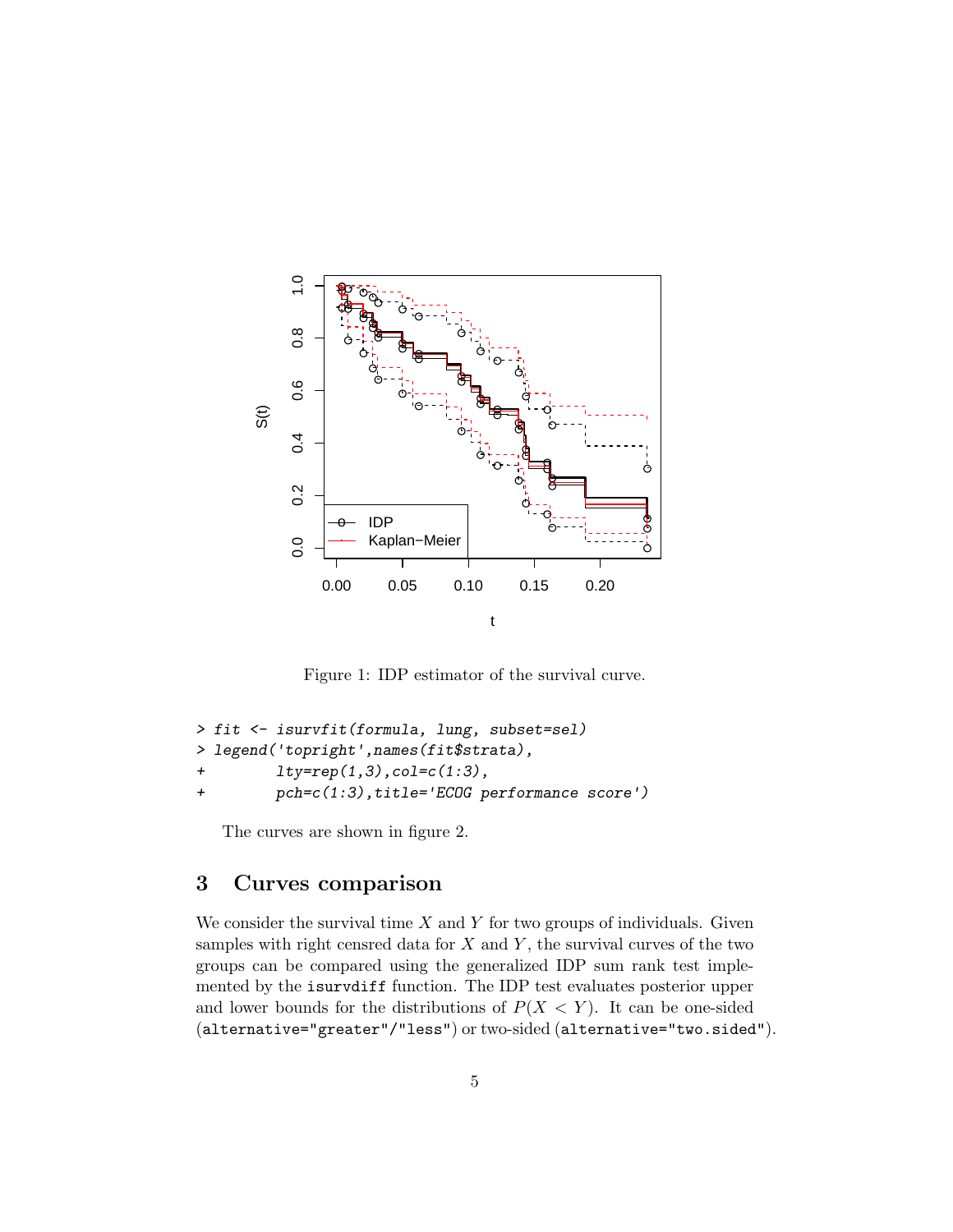Figure 1: IDP estimator of the survival curve.

```
> fit <- isurvfit(formula, lung, subset=sel)
> legend('topright',names(fit$strata),
+        lty=rep(1,3),col=c(1:3),
+        pch=c(1:3),title='ECOG performance score')
```

The curves are shown in figure 2.

## 3 Curves comparison

We consider the survival time $X$ and $Y$ for two groups of individuals. Given samples with right censred data for $X$ and $Y$, the survival curves of the two groups can be compared using the generalized IDP sum rank test implemented by the `isurvdiff` function. The IDP test evaluates posterior upper and lower bounds for the distributions of $P(X < Y)$. It can be one-sided (`alternative="greater"`/`"less"`) or two-sided (`alternative="two.sided"`).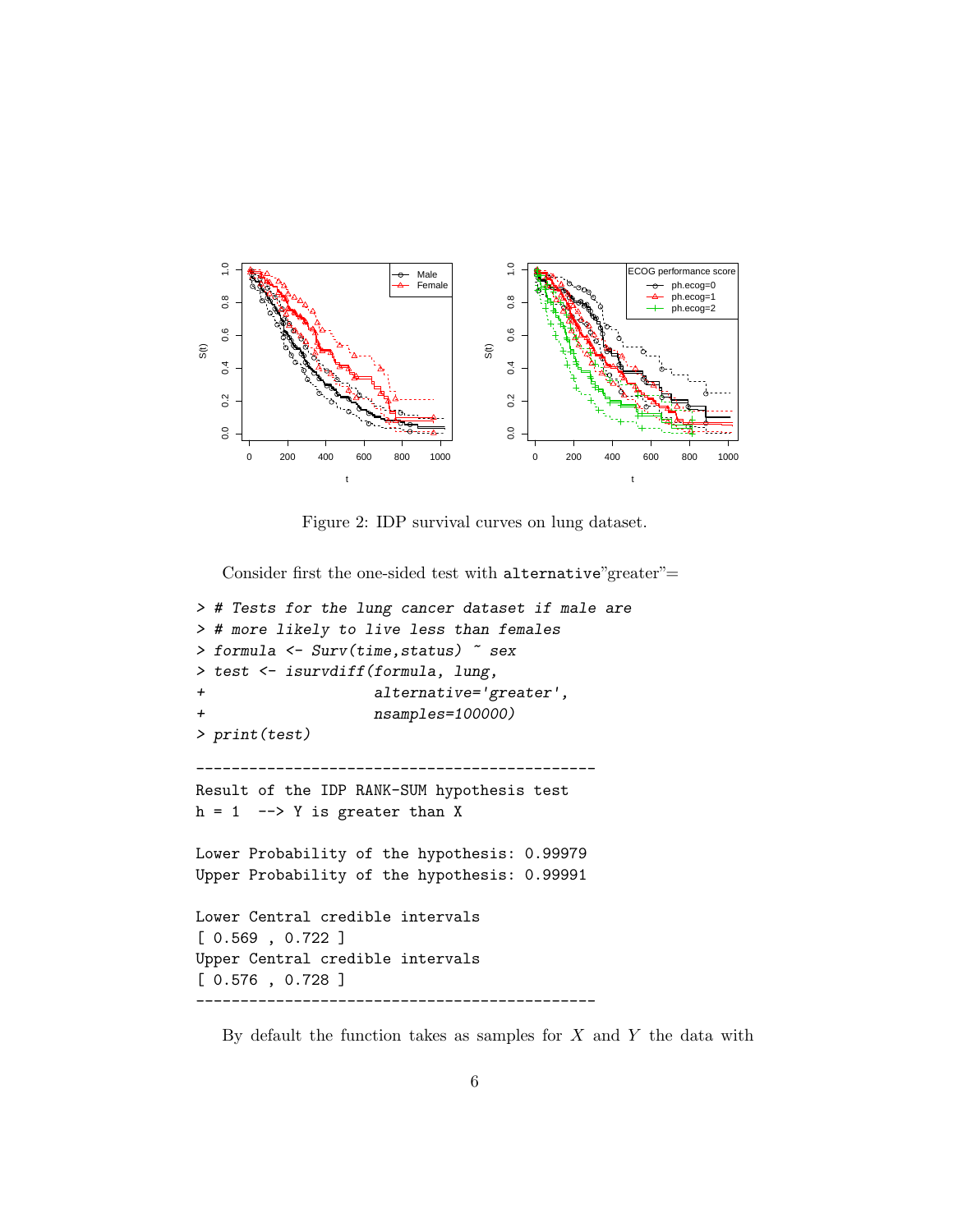Figure 2: IDP survival curves on lung dataset.

Consider first the one-sided test with `alternative`"greater"=

```
> # Tests for the lung cancer dataset if male are
> # more likely to live less than females
> formula <- Surv(time,status) ~ sex
> test <- isurvdiff(formula, lung,
+                   alternative='greater',
+                   nsamples=100000)
> print(test)

---------------------------------------------
Result of the IDP RANK-SUM hypothesis test
h = 1  --> Y is greater than X

Lower Probability of the hypothesis: 0.99979
Upper Probability of the hypothesis: 0.99991

Lower Central credible intervals
[ 0.569 , 0.722 ]
Upper Central credible intervals
[ 0.576 , 0.728 ]
---------------------------------------------
```

By default the function takes as samples for $X$ and $Y$ the data with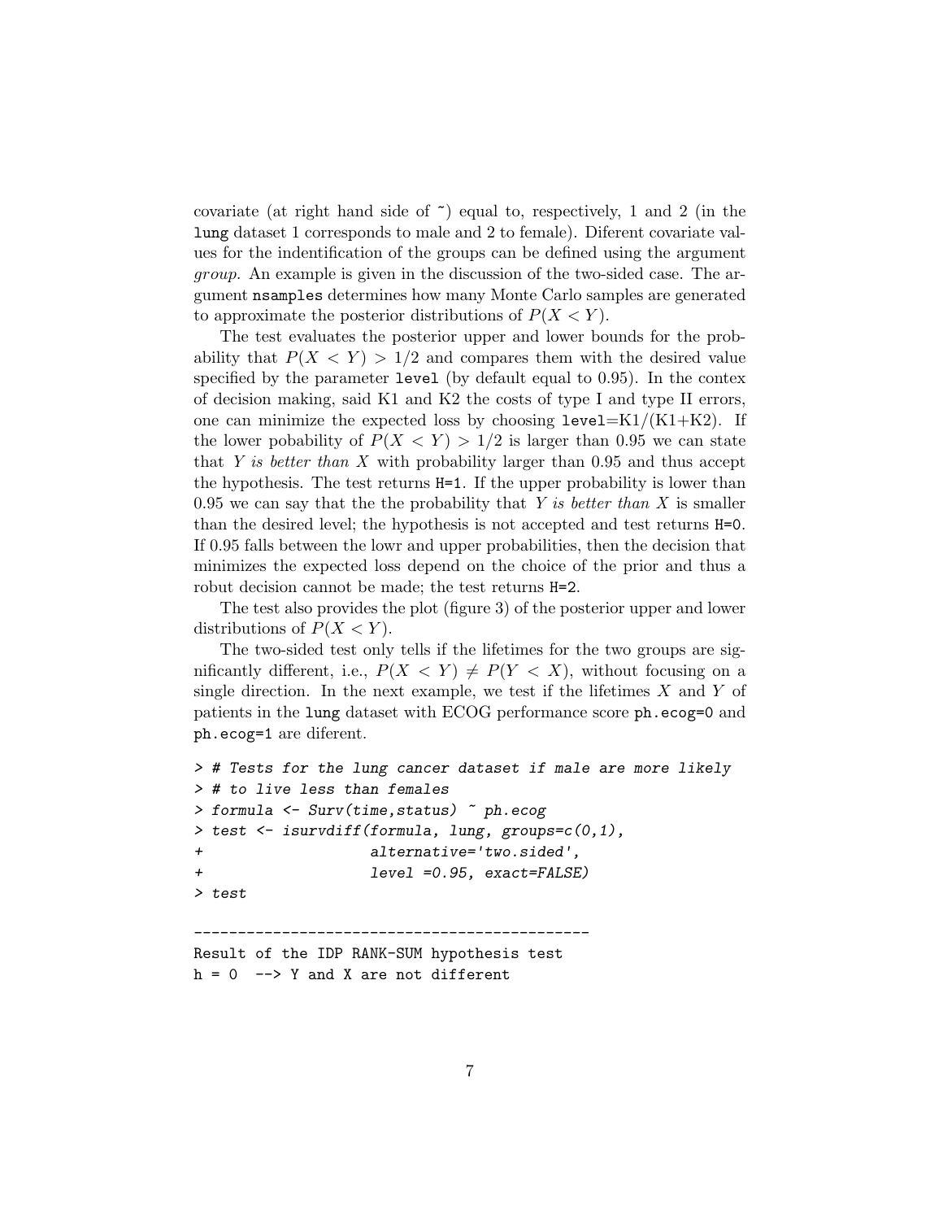covariate (at right hand side of ~) equal to, respectively, 1 and 2 (in the `lung` dataset 1 corresponds to male and 2 to female). Diferent covariate values for the indentification of the groups can be defined using the argument *group*. An example is given in the discussion of the two-sided case. The argument `nsamples` determines how many Monte Carlo samples are generated to approximate the posterior distributions of $P(X < Y)$.

The test evaluates the posterior upper and lower bounds for the probability that $P(X < Y) > 1/2$ and compares them with the desired value specified by the parameter `level` (by default equal to 0.95). In the contex of decision making, said K1 and K2 the costs of type I and type II errors, one can minimize the expected loss by choosing `level`=K1/(K1+K2). If the lower pobability of $P(X < Y) > 1/2$ is larger than 0.95 we can state that $Y$ *is better than* $X$ with probability larger than 0.95 and thus accept the hypothesis. The test returns `H=1`. If the upper probability is lower than 0.95 we can say that the the probability that $Y$ *is better than* $X$ is smaller than the desired level; the hypothesis is not accepted and test returns `H=0`. If 0.95 falls between the lowr and upper probabilities, then the decision that minimizes the expected loss depend on the choice of the prior and thus a robust decision cannot be made; the test returns `H=2`.

The test also provides the plot (figure 3) of the posterior upper and lower distributions of $P(X < Y)$.

The two-sided test only tells if the lifetimes for the two groups are significantly different, i.e., $P(X < Y) \neq P(Y < X)$, without focusing on a single direction. In the next example, we test if the lifetimes $X$ and $Y$ of patients in the `lung` dataset with ECOG performance score `ph.ecog=0` and `ph.ecog=1` are diferent.

```
> # Tests for the lung cancer dataset if male are more likely
> # to live less than females
> formula <- Surv(time,status) ~ ph.ecog
> test <- isurvdiff(formula, lung, groups=c(0,1),
+                   alternative='two.sided',
+                   level =0.95, exact=FALSE)
> test

---------------------------------------------
Result of the IDP RANK-SUM hypothesis test
h = 0  --> Y and X are not different
```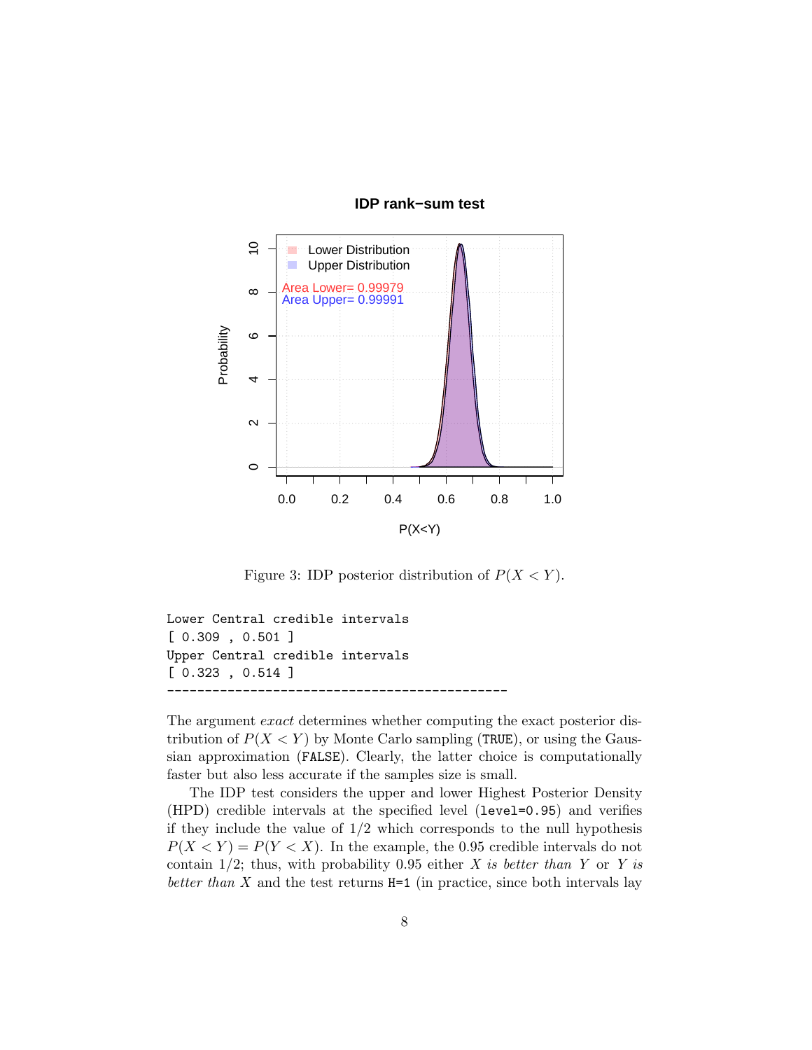Figure 3: IDP posterior distribution of $P(X < Y)$.

```
Lower Central credible intervals
[ 0.309 , 0.501 ]
Upper Central credible intervals
[ 0.323 , 0.514 ]
---------------------------------------------
```

The argument *exact* determines whether computing the exact posterior distribution of $P(X < Y)$ by Monte Carlo sampling (`TRUE`), or using the Gaussian approximation (`FALSE`). Clearly, the latter choice is computationally faster but also less accurate if the samples size is small.

The IDP test considers the upper and lower Highest Posterior Density (HPD) credible intervals at the specified level (`level=0.95`) and verifies if they include the value of $1/2$ which corresponds to the null hypothesis $P(X < Y) = P(Y < X)$. In the example, the 0.95 credible intervals do not contain $1/2$; thus, with probability 0.95 either $X$ *is better than* $Y$ or $Y$ *is better than* $X$ and the test returns `H=1` (in practice, since both intervals lay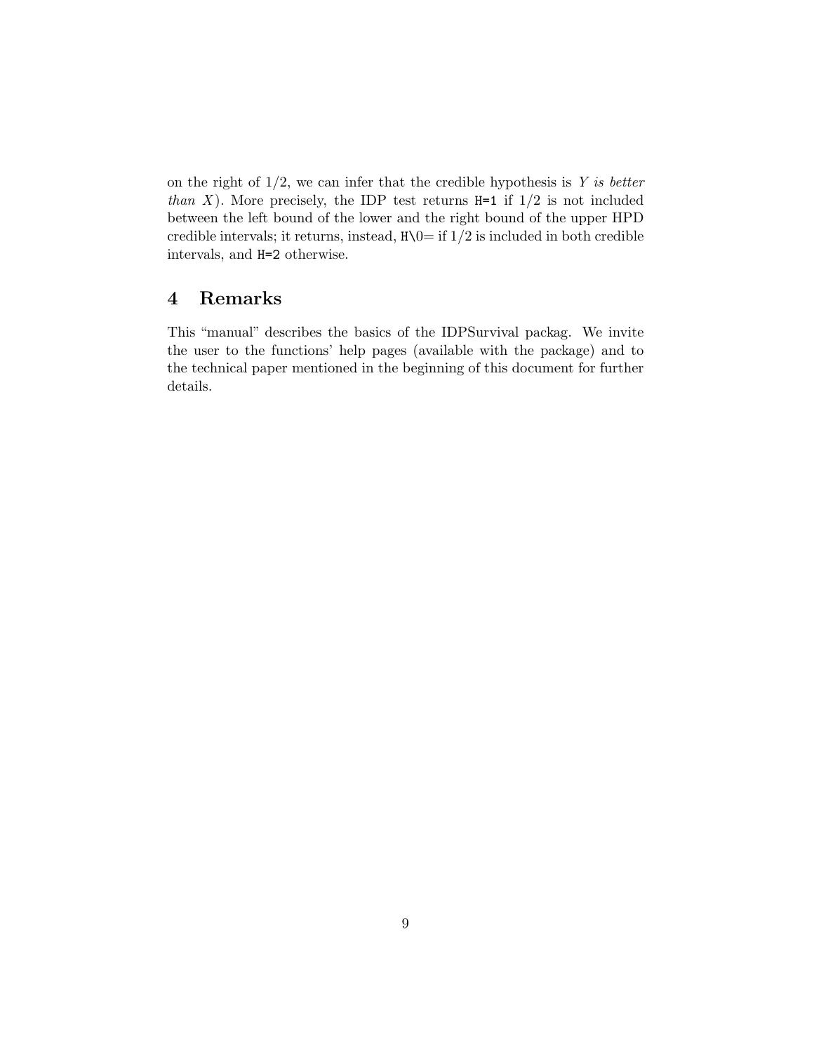on the right of $1/2$, we can infer that the credible hypothesis is *Y is better than X*). More precisely, the IDP test returns `H=1` if $1/2$ is not included between the left bound of the lower and the right bound of the upper HPD credible intervals; it returns, instead, `H\0=` if $1/2$ is included in both credible intervals, and `H=2` otherwise.

## 4 Remarks

This "manual" describes the basics of the IDPSurvival packag. We invite the user to the functions' help pages (available with the package) and to the technical paper mentioned in the beginning of this document for further details.